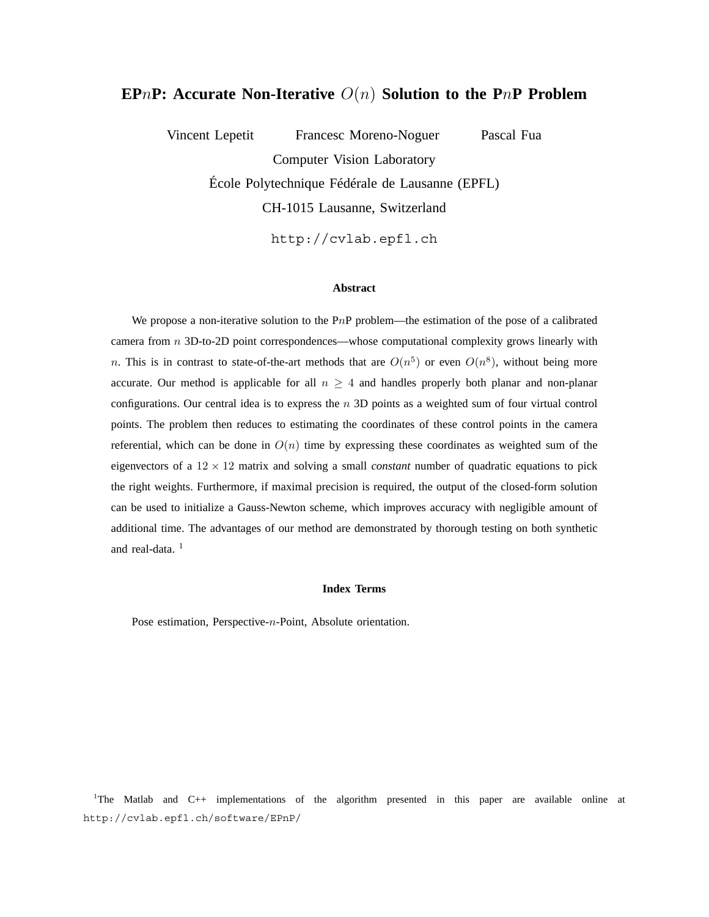# EP$n$P: Accurate Non-Iterative $O(n)$ Solution to the P$n$P Problem

Vincent Lepetit　　Francesc Moreno-Noguer　　Pascal Fua

Computer Vision Laboratory

École Polytechnique Fédérale de Lausanne (EPFL)

CH-1015 Lausanne, Switzerland

`http://cvlab.epfl.ch`

### Abstract

We propose a non-iterative solution to the P$n$P problem—the estimation of the pose of a calibrated camera from $n$ 3D-to-2D point correspondences—whose computational complexity grows linearly with $n$. This is in contrast to state-of-the-art methods that are $O(n^5)$ or even $O(n^8)$, without being more accurate. Our method is applicable for all $n \geq 4$ and handles properly both planar and non-planar configurations. Our central idea is to express the $n$ 3D points as a weighted sum of four virtual control points. The problem then reduces to estimating the coordinates of these control points in the camera referential, which can be done in $O(n)$ time by expressing these coordinates as weighted sum of the eigenvectors of a $12 \times 12$ matrix and solving a small *constant* number of quadratic equations to pick the right weights. Furthermore, if maximal precision is required, the output of the closed-form solution can be used to initialize a Gauss-Newton scheme, which improves accuracy with negligible amount of additional time. The advantages of our method are demonstrated by thorough testing on both synthetic and real-data. [1]

### Index Terms

Pose estimation, Perspective-$n$-Point, Absolute orientation.

[1] The Matlab and C++ implementations of the algorithm presented in this paper are available online at `http://cvlab.epfl.ch/software/EPnP/`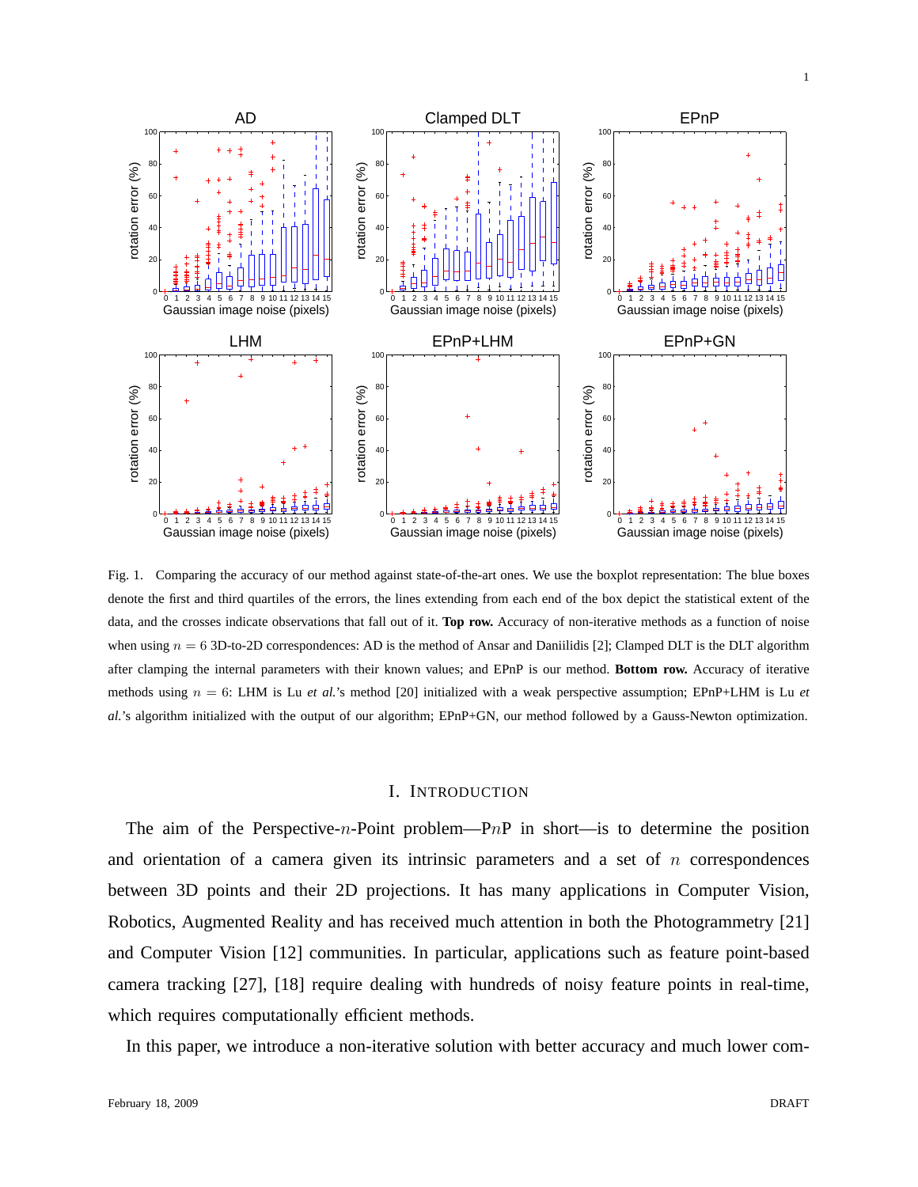AD

rotation error (%)

Gaussian image noise (pixels)

Clamped DLT

rotation error (%)

Gaussian image noise (pixels)

EPnP

rotation error (%)

Gaussian image noise (pixels)

LHM

rotation error (%)

Gaussian image noise (pixels)

EPnP+LHM

rotation error (%)

Gaussian image noise (pixels)

EPnP+GN

rotation error (%)

Gaussian image noise (pixels)

Fig. 1. Comparing the accuracy of our method against state-of-the-art ones. We use the boxplot representation: The blue boxes denote the first and third quartiles of the errors, the lines extending from each end of the box depict the statistical extent of the data, and the crosses indicate observations that fall out of it. **Top row.** Accuracy of non-iterative methods as a function of noise when using $n = 6$ 3D-to-2D correspondences: AD is the method of Ansar and Daniilidis [2]; Clamped DLT is the DLT algorithm after clamping the internal parameters with their known values; and EPnP is our method. **Bottom row.** Accuracy of iterative methods using $n = 6$: LHM is Lu *et al.*'s method [20] initialized with a weak perspective assumption; EPnP+LHM is Lu *et al.*'s algorithm initialized with the output of our algorithm; EPnP+GN, our method followed by a Gauss-Newton optimization.

# I. INTRODUCTION

The aim of the Perspective-$n$-Point problem—P$n$P in short—is to determine the position and orientation of a camera given its intrinsic parameters and a set of $n$ correspondences between 3D points and their 2D projections. It has many applications in Computer Vision, Robotics, Augmented Reality and has received much attention in both the Photogrammetry [21] and Computer Vision [12] communities. In particular, applications such as feature point-based camera tracking [27], [18] require dealing with hundreds of noisy feature points in real-time, which requires computationally efficient methods.

In this paper, we introduce a non-iterative solution with better accuracy and much lower com-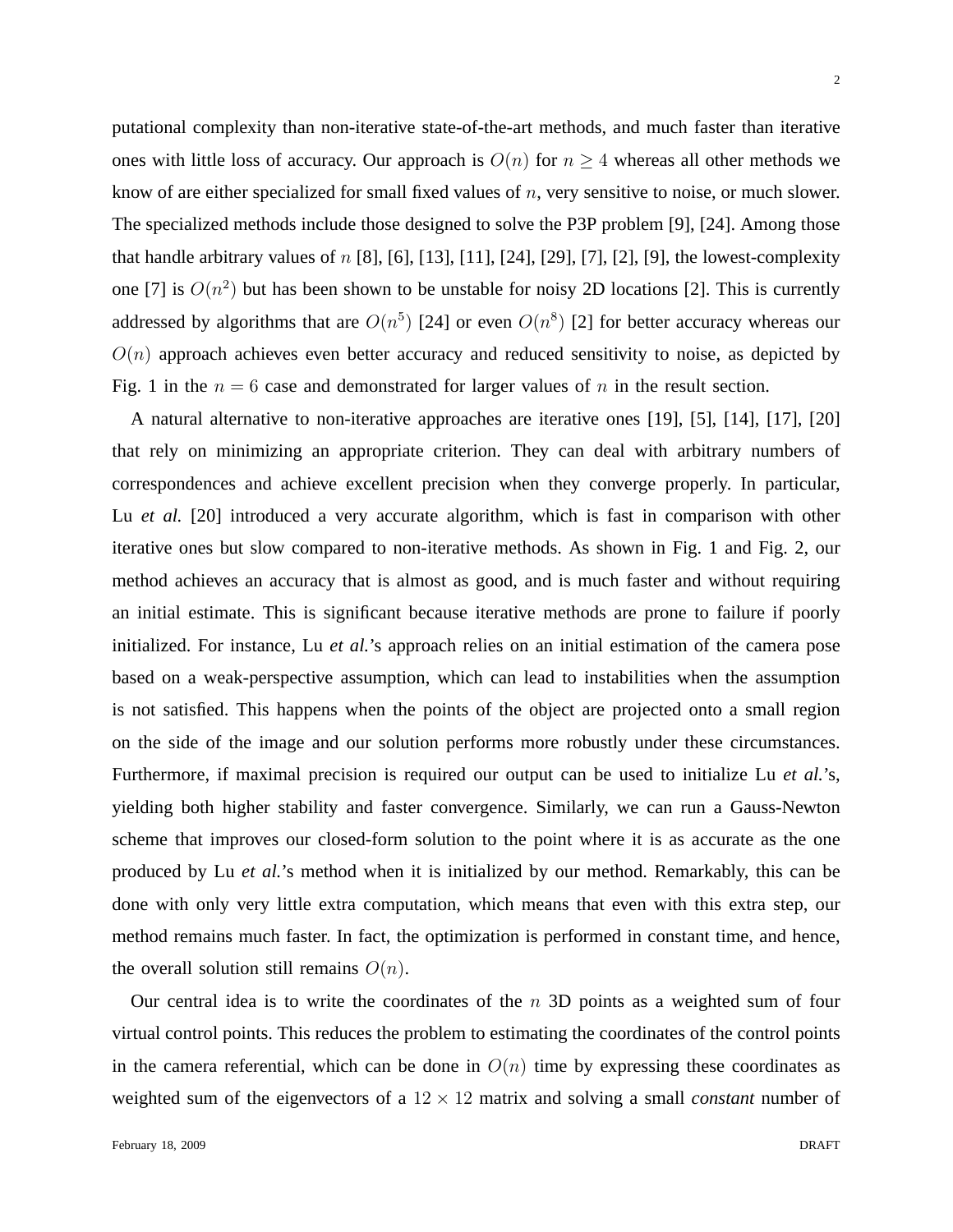putational complexity than non-iterative state-of-the-art methods, and much faster than iterative ones with little loss of accuracy. Our approach is $O(n)$ for $n \geq 4$ whereas all other methods we know of are either specialized for small fixed values of $n$, very sensitive to noise, or much slower. The specialized methods include those designed to solve the P3P problem [9], [24]. Among those that handle arbitrary values of $n$ [8], [6], [13], [11], [24], [29], [7], [2], [9], the lowest-complexity one [7] is $O(n^2)$ but has been shown to be unstable for noisy 2D locations [2]. This is currently addressed by algorithms that are $O(n^5)$ [24] or even $O(n^8)$ [2] for better accuracy whereas our $O(n)$ approach achieves even better accuracy and reduced sensitivity to noise, as depicted by Fig. 1 in the $n = 6$ case and demonstrated for larger values of $n$ in the result section.

A natural alternative to non-iterative approaches are iterative ones [19], [5], [14], [17], [20] that rely on minimizing an appropriate criterion. They can deal with arbitrary numbers of correspondences and achieve excellent precision when they converge properly. In particular, Lu *et al.* [20] introduced a very accurate algorithm, which is fast in comparison with other iterative ones but slow compared to non-iterative methods. As shown in Fig. 1 and Fig. 2, our method achieves an accuracy that is almost as good, and is much faster and without requiring an initial estimate. This is significant because iterative methods are prone to failure if poorly initialized. For instance, Lu *et al.*'s approach relies on an initial estimation of the camera pose based on a weak-perspective assumption, which can lead to instabilities when the assumption is not satisfied. This happens when the points of the object are projected onto a small region on the side of the image and our solution performs more robustly under these circumstances. Furthermore, if maximal precision is required our output can be used to initialize Lu *et al.*'s, yielding both higher stability and faster convergence. Similarly, we can run a Gauss-Newton scheme that improves our closed-form solution to the point where it is as accurate as the one produced by Lu *et al.*'s method when it is initialized by our method. Remarkably, this can be done with only very little extra computation, which means that even with this extra step, our method remains much faster. In fact, the optimization is performed in constant time, and hence, the overall solution still remains $O(n)$.

Our central idea is to write the coordinates of the $n$ 3D points as a weighted sum of four virtual control points. This reduces the problem to estimating the coordinates of the control points in the camera referential, which can be done in $O(n)$ time by expressing these coordinates as weighted sum of the eigenvectors of a $12 \times 12$ matrix and solving a small *constant* number of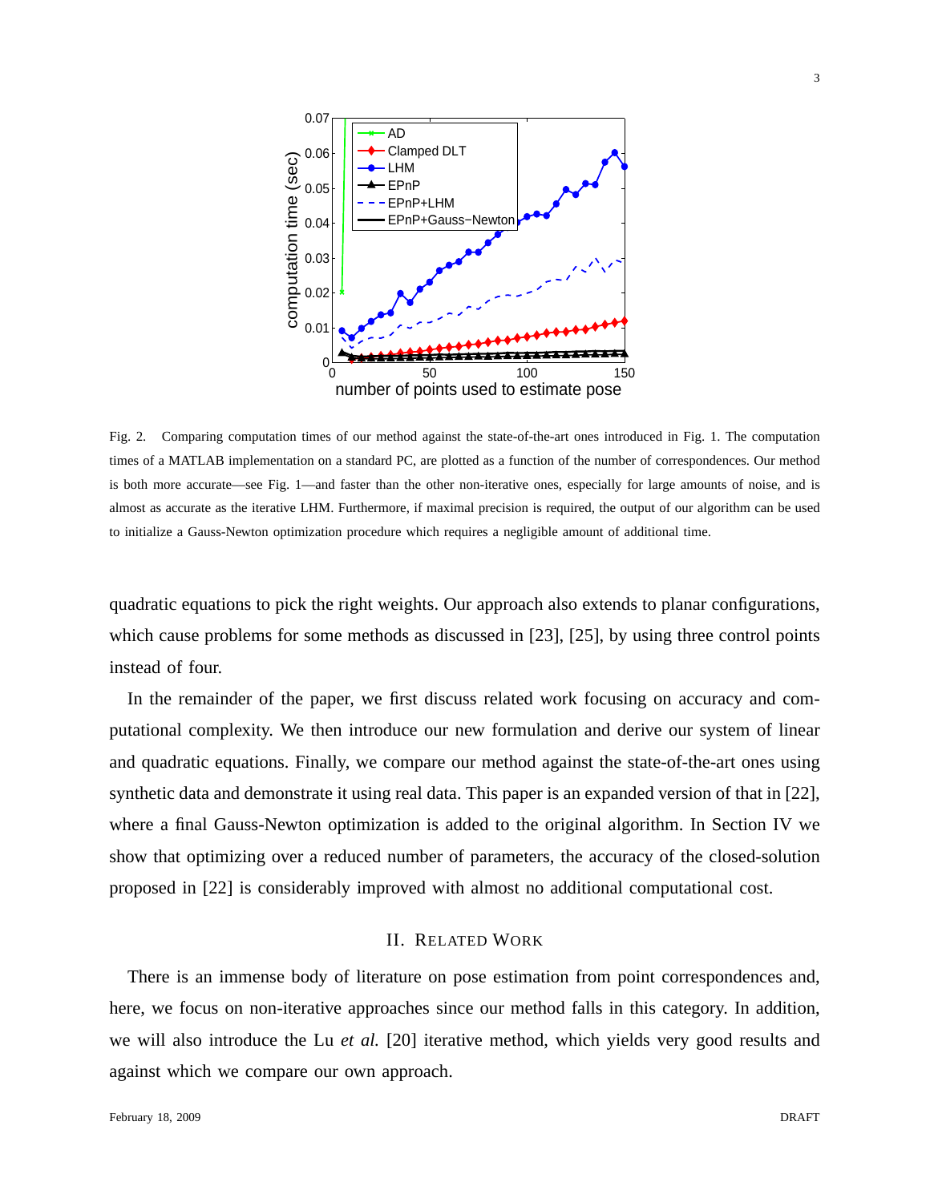0.07
0.06
0.05
0.04
0.03
0.02
0.01
0
computation time (sec)
0
50
100
150
number of points used to estimate pose
AD
Clamped DLT
LHM
EPnP
EPnP+LHM
EPnP+Gauss−Newton

Fig. 2. Comparing computation times of our method against the state-of-the-art ones introduced in Fig. 1. The computation times of a MATLAB implementation on a standard PC, are plotted as a function of the number of correspondences. Our method is both more accurate—see Fig. 1—and faster than the other non-iterative ones, especially for large amounts of noise, and is almost as accurate as the iterative LHM. Furthermore, if maximal precision is required, the output of our algorithm can be used to initialize a Gauss-Newton optimization procedure which requires a negligible amount of additional time.

quadratic equations to pick the right weights. Our approach also extends to planar configurations, which cause problems for some methods as discussed in [23], [25], by using three control points instead of four.

In the remainder of the paper, we first discuss related work focusing on accuracy and computational complexity. We then introduce our new formulation and derive our system of linear and quadratic equations. Finally, we compare our method against the state-of-the-art ones using synthetic data and demonstrate it using real data. This paper is an expanded version of that in [22], where a final Gauss-Newton optimization is added to the original algorithm. In Section IV we show that optimizing over a reduced number of parameters, the accuracy of the closed-solution proposed in [22] is considerably improved with almost no additional computational cost.

## II. Related Work

There is an immense body of literature on pose estimation from point correspondences and, here, we focus on non-iterative approaches since our method falls in this category. In addition, we will also introduce the Lu *et al.* [20] iterative method, which yields very good results and against which we compare our own approach.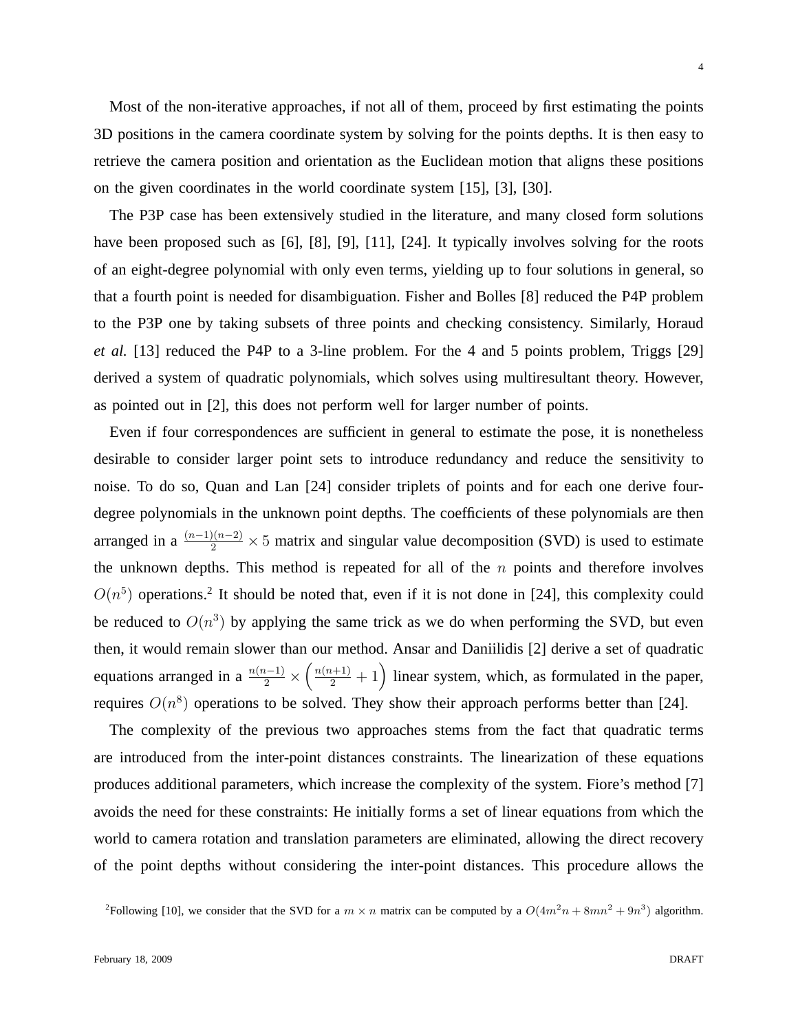Most of the non-iterative approaches, if not all of them, proceed by first estimating the points 3D positions in the camera coordinate system by solving for the points depths. It is then easy to retrieve the camera position and orientation as the Euclidean motion that aligns these positions on the given coordinates in the world coordinate system [15], [3], [30].

The P3P case has been extensively studied in the literature, and many closed form solutions have been proposed such as [6], [8], [9], [11], [24]. It typically involves solving for the roots of an eight-degree polynomial with only even terms, yielding up to four solutions in general, so that a fourth point is needed for disambiguation. Fisher and Bolles [8] reduced the P4P problem to the P3P one by taking subsets of three points and checking consistency. Similarly, Horaud *et al.* [13] reduced the P4P to a 3-line problem. For the 4 and 5 points problem, Triggs [29] derived a system of quadratic polynomials, which solves using multiresultant theory. However, as pointed out in [2], this does not perform well for larger number of points.

Even if four correspondences are sufficient in general to estimate the pose, it is nonetheless desirable to consider larger point sets to introduce redundancy and reduce the sensitivity to noise. To do so, Quan and Lan [24] consider triplets of points and for each one derive four-degree polynomials in the unknown point depths. The coefficients of these polynomials are then arranged in a $\frac{(n-1)(n-2)}{2} \times 5$ matrix and singular value decomposition (SVD) is used to estimate the unknown depths. This method is repeated for all of the $n$ points and therefore involves $O(n^5)$ operations.[2] It should be noted that, even if it is not done in [24], this complexity could be reduced to $O(n^3)$ by applying the same trick as we do when performing the SVD, but even then, it would remain slower than our method. Ansar and Daniilidis [2] derive a set of quadratic equations arranged in a $\frac{n(n-1)}{2} \times \left(\frac{n(n+1)}{2} + 1\right)$ linear system, which, as formulated in the paper, requires $O(n^8)$ operations to be solved. They show their approach performs better than [24].

The complexity of the previous two approaches stems from the fact that quadratic terms are introduced from the inter-point distances constraints. The linearization of these equations produces additional parameters, which increase the complexity of the system. Fiore's method [7] avoids the need for these constraints: He initially forms a set of linear equations from which the world to camera rotation and translation parameters are eliminated, allowing the direct recovery of the point depths without considering the inter-point distances. This procedure allows the

[2] Following [10], we consider that the SVD for a $m \times n$ matrix can be computed by a $O(4m^2n + 8mn^2 + 9n^3)$ algorithm.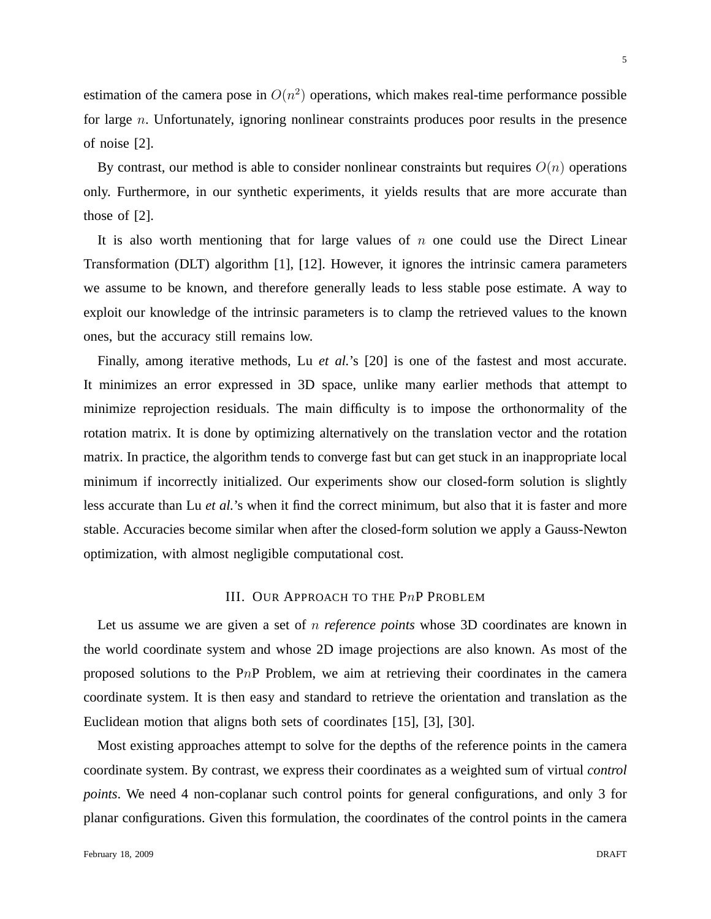estimation of the camera pose in $O(n^2)$ operations, which makes real-time performance possible for large $n$. Unfortunately, ignoring nonlinear constraints produces poor results in the presence of noise [2].

By contrast, our method is able to consider nonlinear constraints but requires $O(n)$ operations only. Furthermore, in our synthetic experiments, it yields results that are more accurate than those of [2].

It is also worth mentioning that for large values of $n$ one could use the Direct Linear Transformation (DLT) algorithm [1], [12]. However, it ignores the intrinsic camera parameters we assume to be known, and therefore generally leads to less stable pose estimate. A way to exploit our knowledge of the intrinsic parameters is to clamp the retrieved values to the known ones, but the accuracy still remains low.

Finally, among iterative methods, Lu *et al.*'s [20] is one of the fastest and most accurate. It minimizes an error expressed in 3D space, unlike many earlier methods that attempt to minimize reprojection residuals. The main difficulty is to impose the orthonormality of the rotation matrix. It is done by optimizing alternatively on the translation vector and the rotation matrix. In practice, the algorithm tends to converge fast but can get stuck in an inappropriate local minimum if incorrectly initialized. Our experiments show our closed-form solution is slightly less accurate than Lu *et al.*'s when it find the correct minimum, but also that it is faster and more stable. Accuracies become similar when after the closed-form solution we apply a Gauss-Newton optimization, with almost negligible computational cost.

## III. Our Approach to the P$n$P Problem

Let us assume we are given a set of $n$ *reference points* whose 3D coordinates are known in the world coordinate system and whose 2D image projections are also known. As most of the proposed solutions to the P$n$P Problem, we aim at retrieving their coordinates in the camera coordinate system. It is then easy and standard to retrieve the orientation and translation as the Euclidean motion that aligns both sets of coordinates [15], [3], [30].

Most existing approaches attempt to solve for the depths of the reference points in the camera coordinate system. By contrast, we express their coordinates as a weighted sum of virtual *control points*. We need 4 non-coplanar such control points for general configurations, and only 3 for planar configurations. Given this formulation, the coordinates of the control points in the camera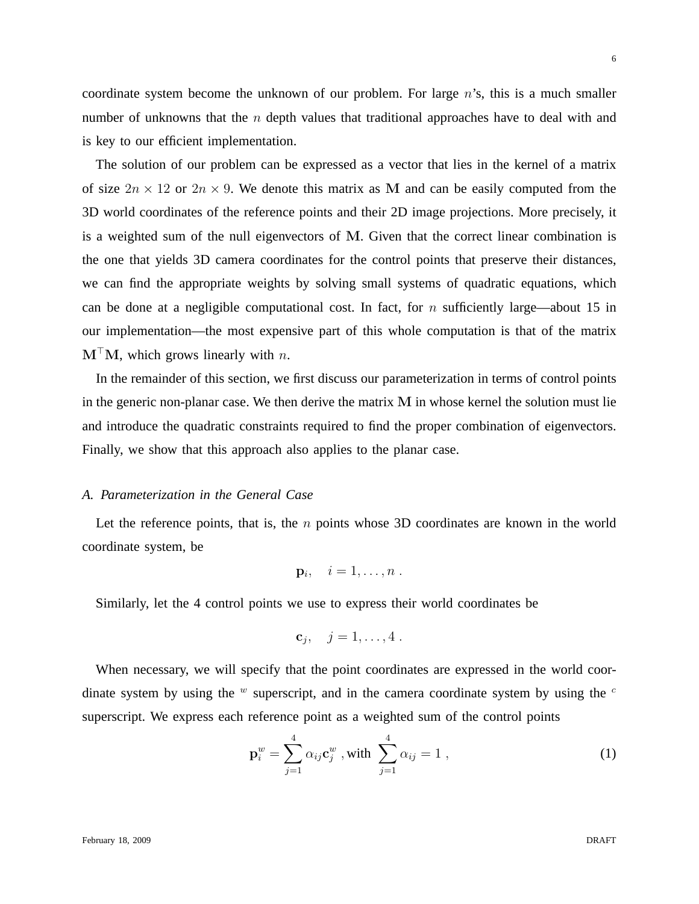coordinate system become the unknown of our problem. For large $n$'s, this is a much smaller number of unknowns that the $n$ depth values that traditional approaches have to deal with and is key to our efficient implementation.

The solution of our problem can be expressed as a vector that lies in the kernel of a matrix of size $2n \times 12$ or $2n \times 9$. We denote this matrix as $\mathbf{M}$ and can be easily computed from the 3D world coordinates of the reference points and their 2D image projections. More precisely, it is a weighted sum of the null eigenvectors of $\mathbf{M}$. Given that the correct linear combination is the one that yields 3D camera coordinates for the control points that preserve their distances, we can find the appropriate weights by solving small systems of quadratic equations, which can be done at a negligible computational cost. In fact, for $n$ sufficiently large—about 15 in our implementation—the most expensive part of this whole computation is that of the matrix $\mathbf{M}^\top\mathbf{M}$, which grows linearly with $n$.

In the remainder of this section, we first discuss our parameterization in terms of control points in the generic non-planar case. We then derive the matrix $\mathbf{M}$ in whose kernel the solution must lie and introduce the quadratic constraints required to find the proper combination of eigenvectors. Finally, we show that this approach also applies to the planar case.

### *A. Parameterization in the General Case*

Let the reference points, that is, the $n$ points whose 3D coordinates are known in the world coordinate system, be

$$\mathbf{p}_i, \quad i = 1, \ldots, n \ .$$

Similarly, let the 4 control points we use to express their world coordinates be

$$\mathbf{c}_j, \quad j = 1, \ldots, 4 \ .$$

When necessary, we will specify that the point coordinates are expressed in the world coordinate system by using the $^w$ superscript, and in the camera coordinate system by using the $^c$ superscript. We express each reference point as a weighted sum of the control points

$$\mathbf{p}_i^w = \sum_{j=1}^{4} \alpha_{ij} \mathbf{c}_j^w \text{ , with } \sum_{j=1}^{4} \alpha_{ij} = 1 \ , \tag{1}$$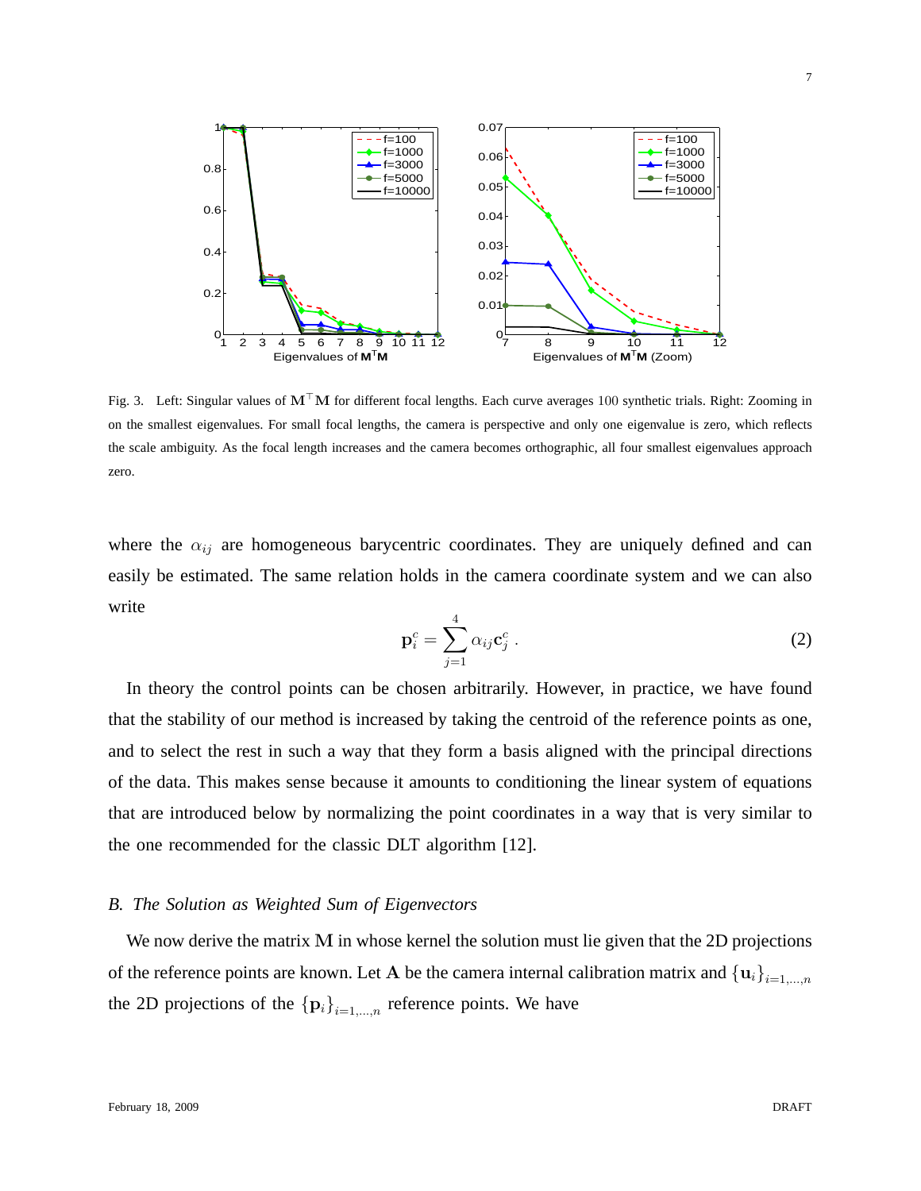1
0.8
0.6
0.4
0.2
0
1 2 3 4 5 6 7 8 9 10 11 12
Eigenvalues of $\mathbf{M}^\top\mathbf{M}$

f=100
f=1000
f=3000
f=5000
f=10000

0.07
0.06
0.05
0.04
0.03
0.02
0.01
0
7 8 9 10 11 12
Eigenvalues of $\mathbf{M}^\top\mathbf{M}$ (Zoom)

f=100
f=1000
f=3000
f=5000
f=10000

Fig. 3. Left: Singular values of $\mathbf{M}^\top\mathbf{M}$ for different focal lengths. Each curve averages 100 synthetic trials. Right: Zooming in on the smallest eigenvalues. For small focal lengths, the camera is perspective and only one eigenvalue is zero, which reflects the scale ambiguity. As the focal length increases and the camera becomes orthographic, all four smallest eigenvalues approach zero.

where the $\alpha_{ij}$ are homogeneous barycentric coordinates. They are uniquely defined and can easily be estimated. The same relation holds in the camera coordinate system and we can also write

$$\mathbf{p}_i^c = \sum_{j=1}^{4} \alpha_{ij}\mathbf{c}_j^c \; . \tag{2}$$

In theory the control points can be chosen arbitrarily. However, in practice, we have found that the stability of our method is increased by taking the centroid of the reference points as one, and to select the rest in such a way that they form a basis aligned with the principal directions of the data. This makes sense because it amounts to conditioning the linear system of equations that are introduced below by normalizing the point coordinates in a way that is very similar to the one recommended for the classic DLT algorithm [12].

### *B. The Solution as Weighted Sum of Eigenvectors*

We now derive the matrix $\mathbf{M}$ in whose kernel the solution must lie given that the 2D projections of the reference points are known. Let $\mathbf{A}$ be the camera internal calibration matrix and $\{\mathbf{u}_i\}_{i=1,\ldots,n}$ the 2D projections of the $\{\mathbf{p}_i\}_{i=1,\ldots,n}$ reference points. We have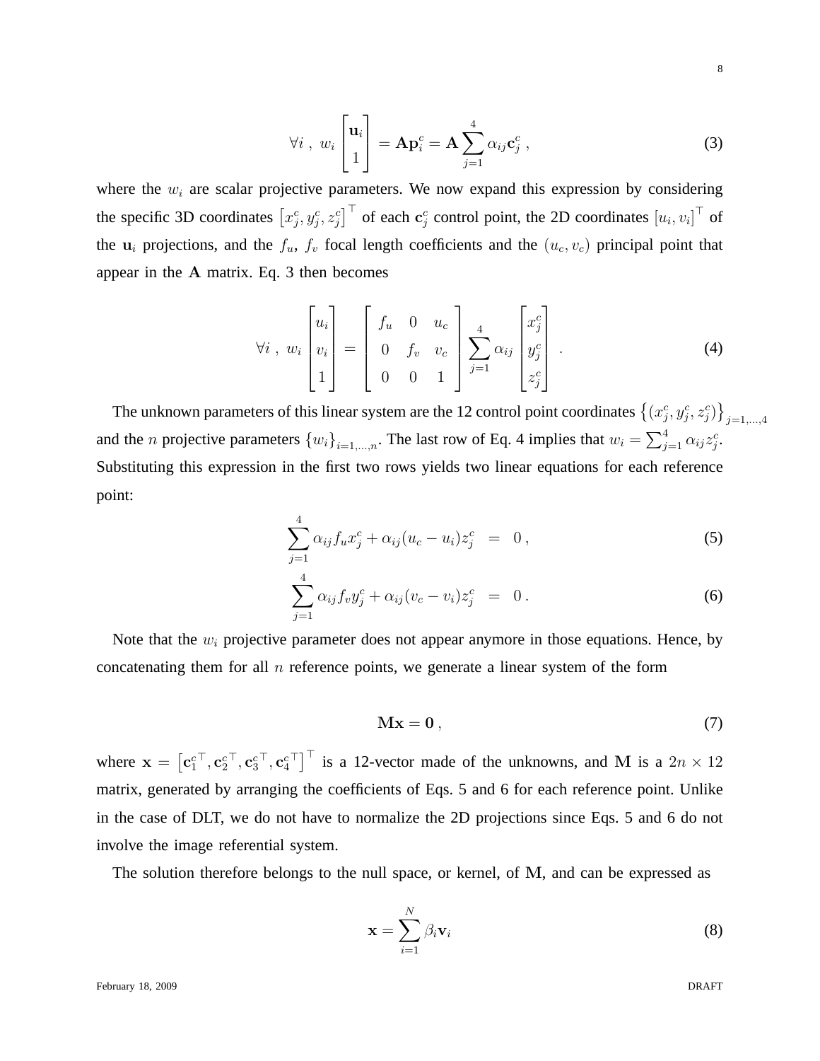$$\forall i \ , \ w_i \begin{bmatrix} \mathbf{u}_i \\ 1 \end{bmatrix} = \mathbf{A}\mathbf{p}_i^c = \mathbf{A} \sum_{j=1}^{4} \alpha_{ij} \mathbf{c}_j^c \ , \tag{3}$$

where the $w_i$ are scalar projective parameters. We now expand this expression by considering the specific 3D coordinates $\left[x_j^c, y_j^c, z_j^c\right]^\top$ of each $\mathbf{c}_j^c$ control point, the 2D coordinates $[u_i, v_i]^\top$ of the $\mathbf{u}_i$ projections, and the $f_u$, $f_v$ focal length coefficients and the $(u_c, v_c)$ principal point that appear in the $\mathbf{A}$ matrix. Eq. 3 then becomes

$$\forall i \ , \ w_i \begin{bmatrix} u_i \\ v_i \\ 1 \end{bmatrix} = \begin{bmatrix} f_u & 0 & u_c \\ 0 & f_v & v_c \\ 0 & 0 & 1 \end{bmatrix} \sum_{j=1}^{4} \alpha_{ij} \begin{bmatrix} x_j^c \\ y_j^c \\ z_j^c \end{bmatrix} \ . \tag{4}$$

The unknown parameters of this linear system are the 12 control point coordinates $\left\{(x_j^c, y_j^c, z_j^c)\right\}_{j=1,\dots,4}$ and the $n$ projective parameters $\{w_i\}_{i=1,\dots,n}$. The last row of Eq. 4 implies that $w_i = \sum_{j=1}^{4} \alpha_{ij} z_j^c$. Substituting this expression in the first two rows yields two linear equations for each reference point:

$$\sum_{j=1}^{4} \alpha_{ij} f_u x_j^c + \alpha_{ij}(u_c - u_i) z_j^c \ = \ 0 \ , \tag{5}$$

$$\sum_{j=1}^{4} \alpha_{ij} f_v y_j^c + \alpha_{ij}(v_c - v_i) z_j^c \ = \ 0 \ . \tag{6}$$

Note that the $w_i$ projective parameter does not appear anymore in those equations. Hence, by concatenating them for all $n$ reference points, we generate a linear system of the form

$$\mathbf{M}\mathbf{x} = \mathbf{0} \ , \tag{7}$$

where $\mathbf{x} = \left[\mathbf{c}_1^{c\top}, \mathbf{c}_2^{c\top}, \mathbf{c}_3^{c\top}, \mathbf{c}_4^{c\top}\right]^\top$ is a 12-vector made of the unknowns, and $\mathbf{M}$ is a $2n \times 12$ matrix, generated by arranging the coefficients of Eqs. 5 and 6 for each reference point. Unlike in the case of DLT, we do not have to normalize the 2D projections since Eqs. 5 and 6 do not involve the image referential system.

The solution therefore belongs to the null space, or kernel, of $\mathbf{M}$, and can be expressed as

$$\mathbf{x} = \sum_{i=1}^{N} \beta_i \mathbf{v}_i \tag{8}$$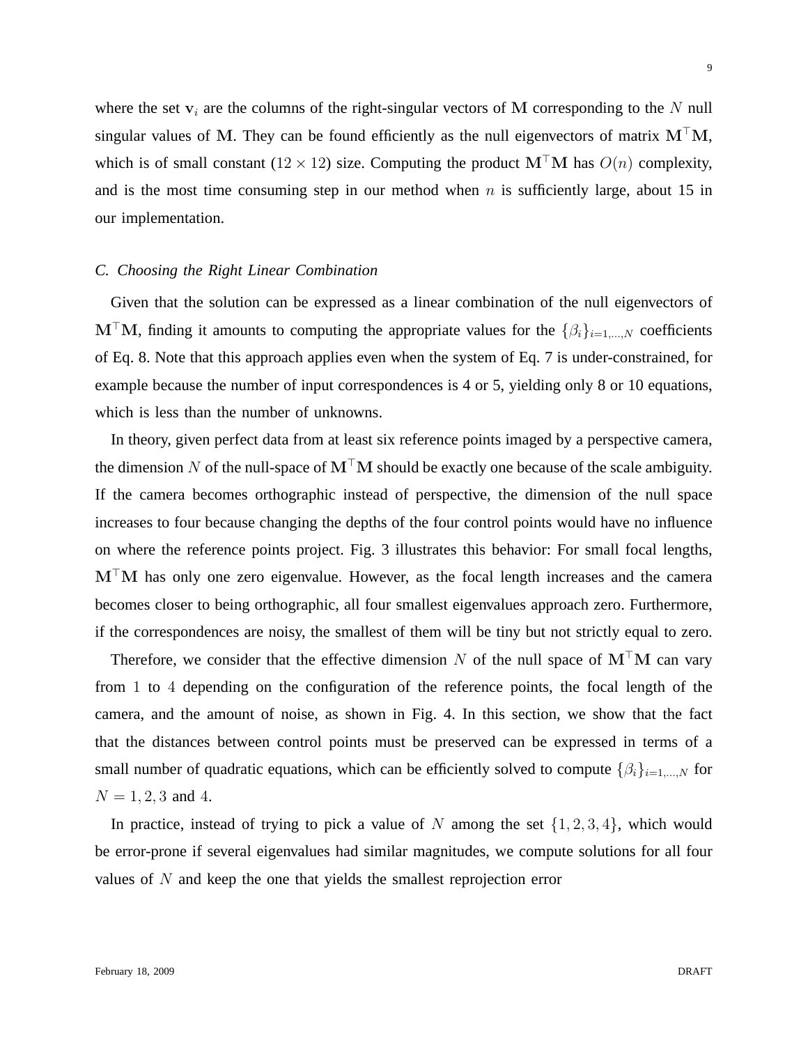where the set $\mathbf{v}_i$ are the columns of the right-singular vectors of $\mathbf{M}$ corresponding to the $N$ null singular values of $\mathbf{M}$. They can be found efficiently as the null eigenvectors of matrix $\mathbf{M}^\top\mathbf{M}$, which is of small constant ($12 \times 12$) size. Computing the product $\mathbf{M}^\top\mathbf{M}$ has $O(n)$ complexity, and is the most time consuming step in our method when $n$ is sufficiently large, about 15 in our implementation.

### *C. Choosing the Right Linear Combination*

Given that the solution can be expressed as a linear combination of the null eigenvectors of $\mathbf{M}^\top\mathbf{M}$, finding it amounts to computing the appropriate values for the $\{\beta_i\}_{i=1,\ldots,N}$ coefficients of Eq. 8. Note that this approach applies even when the system of Eq. 7 is under-constrained, for example because the number of input correspondences is 4 or 5, yielding only 8 or 10 equations, which is less than the number of unknowns.

In theory, given perfect data from at least six reference points imaged by a perspective camera, the dimension $N$ of the null-space of $\mathbf{M}^\top\mathbf{M}$ should be exactly one because of the scale ambiguity. If the camera becomes orthographic instead of perspective, the dimension of the null space increases to four because changing the depths of the four control points would have no influence on where the reference points project. Fig. 3 illustrates this behavior: For small focal lengths, $\mathbf{M}^\top\mathbf{M}$ has only one zero eigenvalue. However, as the focal length increases and the camera becomes closer to being orthographic, all four smallest eigenvalues approach zero. Furthermore, if the correspondences are noisy, the smallest of them will be tiny but not strictly equal to zero.

Therefore, we consider that the effective dimension $N$ of the null space of $\mathbf{M}^\top\mathbf{M}$ can vary from $1$ to $4$ depending on the configuration of the reference points, the focal length of the camera, and the amount of noise, as shown in Fig. 4. In this section, we show that the fact that the distances between control points must be preserved can be expressed in terms of a small number of quadratic equations, which can be efficiently solved to compute $\{\beta_i\}_{i=1,\ldots,N}$ for $N = 1, 2, 3$ and $4$.

In practice, instead of trying to pick a value of $N$ among the set $\{1, 2, 3, 4\}$, which would be error-prone if several eigenvalues had similar magnitudes, we compute solutions for all four values of $N$ and keep the one that yields the smallest reprojection error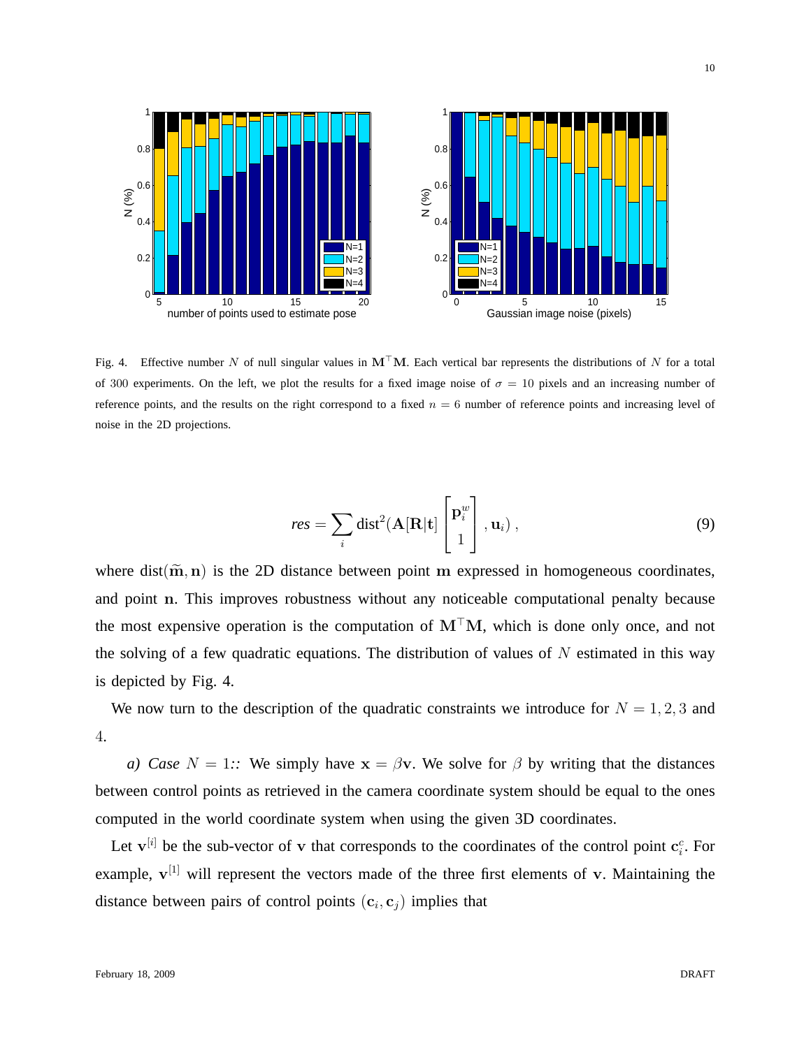1
0.8
0.6
0.4
0.2
0
N (%)
5
10
15
20
number of points used to estimate pose
N=1
N=2
N=3
N=4

1
0.8
0.6
0.4
0.2
0
N (%)
0
5
10
15
Gaussian image noise (pixels)
N=1
N=2
N=3
N=4

Fig. 4. Effective number $N$ of null singular values in $\mathbf{M}^\top\mathbf{M}$. Each vertical bar represents the distributions of $N$ for a total of 300 experiments. On the left, we plot the results for a fixed image noise of $\sigma = 10$ pixels and an increasing number of reference points, and the results on the right correspond to a fixed $n = 6$ number of reference points and increasing level of noise in the 2D projections.

$$
res = \sum_i \mathrm{dist}^2(\mathbf{A}[\mathbf{R}|\mathbf{t}] \begin{bmatrix} \mathbf{p}_i^w \\ 1 \end{bmatrix}, \mathbf{u}_i) \,, \tag{9}
$$

where $\mathrm{dist}(\widetilde{\mathbf{m}}, \mathbf{n})$ is the 2D distance between point $\mathbf{m}$ expressed in homogeneous coordinates, and point $\mathbf{n}$. This improves robustness without any noticeable computational penalty because the most expensive operation is the computation of $\mathbf{M}^\top\mathbf{M}$, which is done only once, and not the solving of a few quadratic equations. The distribution of values of $N$ estimated in this way is depicted by Fig. 4.

We now turn to the description of the quadratic constraints we introduce for $N = 1, 2, 3$ and 4.

*a) Case $N = 1$::* We simply have $\mathbf{x} = \beta\mathbf{v}$. We solve for $\beta$ by writing that the distances between control points as retrieved in the camera coordinate system should be equal to the ones computed in the world coordinate system when using the given 3D coordinates.

Let $\mathbf{v}^{[i]}$ be the sub-vector of $\mathbf{v}$ that corresponds to the coordinates of the control point $\mathbf{c}_i^c$. For example, $\mathbf{v}^{[1]}$ will represent the vectors made of the three first elements of $\mathbf{v}$. Maintaining the distance between pairs of control points $(\mathbf{c}_i, \mathbf{c}_j)$ implies that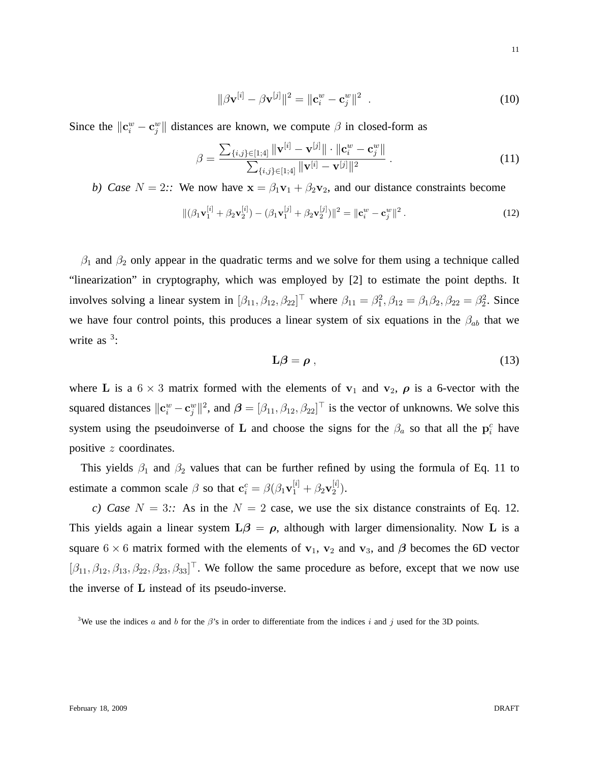$$\|\beta \mathbf{v}^{[i]} - \beta \mathbf{v}^{[j]}\|^2 = \|\mathbf{c}_i^w - \mathbf{c}_j^w\|^2 \ . \tag{10}$$

Since the $\|\mathbf{c}_i^w - \mathbf{c}_j^w\|$ distances are known, we compute $\beta$ in closed-form as

$$\beta = \frac{\sum_{\{i,j\} \in [1;4]} \|\mathbf{v}^{[i]} - \mathbf{v}^{[j]}\| \cdot \|\mathbf{c}_i^w - \mathbf{c}_j^w\|}{\sum_{\{i,j\} \in [1;4]} \|\mathbf{v}^{[i]} - \mathbf{v}^{[j]}\|^2} \ . \tag{11}$$

*b) Case $N = 2$::* We now have $\mathbf{x} = \beta_1 \mathbf{v}_1 + \beta_2 \mathbf{v}_2$, and our distance constraints become

$$\|(\beta_1 \mathbf{v}_1^{[i]} + \beta_2 \mathbf{v}_2^{[i]}) - (\beta_1 \mathbf{v}_1^{[j]} + \beta_2 \mathbf{v}_2^{[j]})\|^2 = \|\mathbf{c}_i^w - \mathbf{c}_j^w\|^2 \ . \tag{12}$$

$\beta_1$ and $\beta_2$ only appear in the quadratic terms and we solve for them using a technique called "linearization" in cryptography, which was employed by [2] to estimate the point depths. It involves solving a linear system in $[\beta_{11}, \beta_{12}, \beta_{22}]^\top$ where $\beta_{11} = \beta_1^2, \beta_{12} = \beta_1 \beta_2, \beta_{22} = \beta_2^2$. Since we have four control points, this produces a linear system of six equations in the $\beta_{ab}$ that we write as [3]:

$$\mathbf{L}\boldsymbol{\beta} = \boldsymbol{\rho} \ , \tag{13}$$

where $\mathbf{L}$ is a $6 \times 3$ matrix formed with the elements of $\mathbf{v}_1$ and $\mathbf{v}_2$, $\boldsymbol{\rho}$ is a 6-vector with the squared distances $\|\mathbf{c}_i^w - \mathbf{c}_j^w\|^2$, and $\boldsymbol{\beta} = [\beta_{11}, \beta_{12}, \beta_{22}]^\top$ is the vector of unknowns. We solve this system using the pseudoinverse of $\mathbf{L}$ and choose the signs for the $\beta_a$ so that all the $\mathbf{p}_i^c$ have positive $z$ coordinates.

This yields $\beta_1$ and $\beta_2$ values that can be further refined by using the formula of Eq. 11 to estimate a common scale $\beta$ so that $\mathbf{c}_i^c = \beta(\beta_1 \mathbf{v}_1^{[i]} + \beta_2 \mathbf{v}_2^{[i]})$.

*c) Case $N = 3$::* As in the $N = 2$ case, we use the six distance constraints of Eq. 12. This yields again a linear system $\mathbf{L}\boldsymbol{\beta} = \boldsymbol{\rho}$, although with larger dimensionality. Now $\mathbf{L}$ is a square $6 \times 6$ matrix formed with the elements of $\mathbf{v}_1$, $\mathbf{v}_2$ and $\mathbf{v}_3$, and $\boldsymbol{\beta}$ becomes the 6D vector $[\beta_{11}, \beta_{12}, \beta_{13}, \beta_{22}, \beta_{23}, \beta_{33}]^\top$. We follow the same procedure as before, except that we now use the inverse of $\mathbf{L}$ instead of its pseudo-inverse.

[3] We use the indices $a$ and $b$ for the $\beta$'s in order to differentiate from the indices $i$ and $j$ used for the 3D points.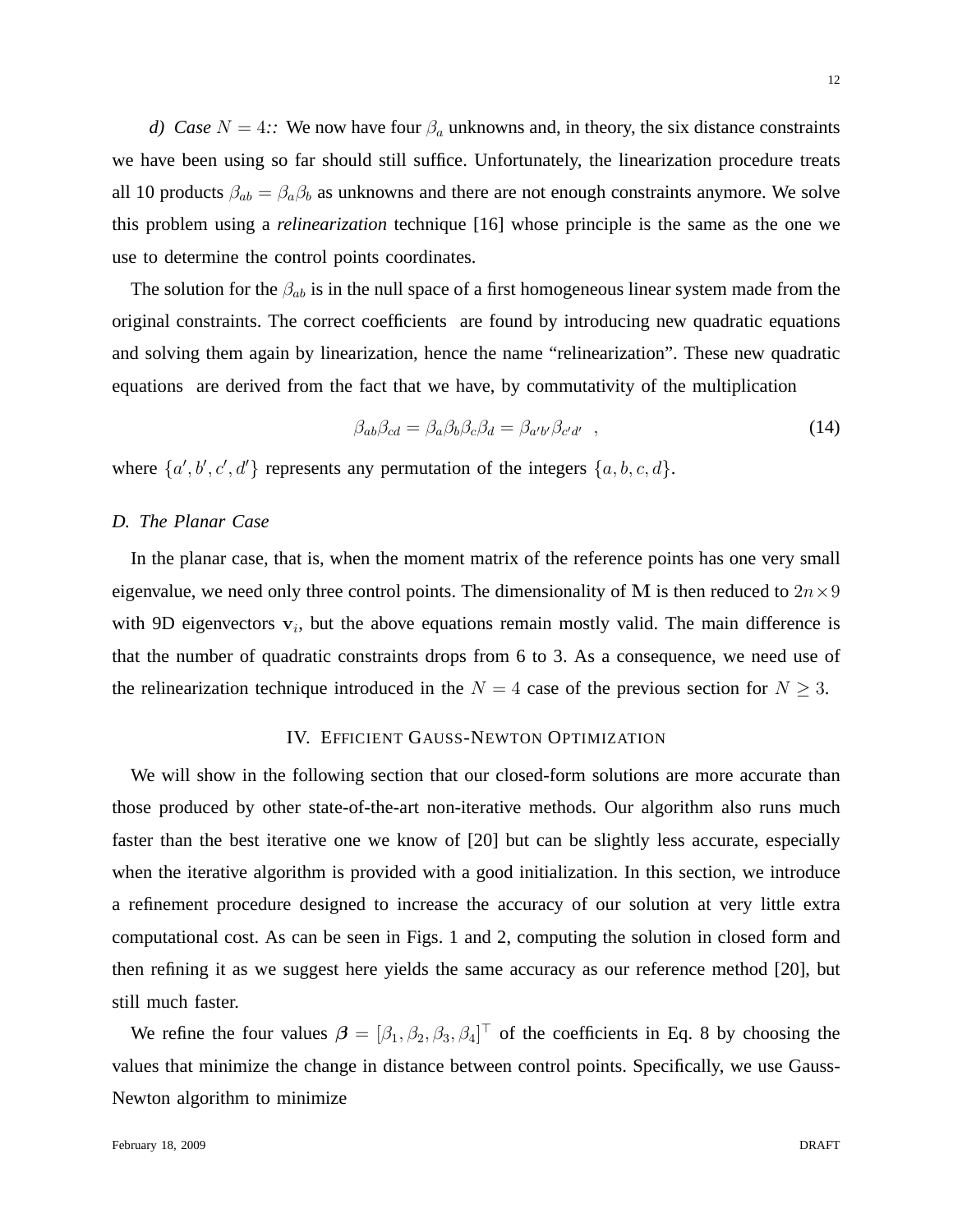*d) Case $N = 4$::* We now have four $\beta_a$ unknowns and, in theory, the six distance constraints we have been using so far should still suffice. Unfortunately, the linearization procedure treats all 10 products $\beta_{ab} = \beta_a \beta_b$ as unknowns and there are not enough constraints anymore. We solve this problem using a ***relinearization*** technique [16] whose principle is the same as the one we use to determine the control points coordinates.

The solution for the $\beta_{ab}$ is in the null space of a first homogeneous linear system made from the original constraints. The correct coefficients are found by introducing new quadratic equations and solving them again by linearization, hence the name "relinearization". These new quadratic equations are derived from the fact that we have, by commutativity of the multiplication

$$\beta_{ab}\beta_{cd} = \beta_a \beta_b \beta_c \beta_d = \beta_{a'b'}\beta_{c'd'} \ \ , \tag{14}$$

where $\{a', b', c', d'\}$ represents any permutation of the integers $\{a, b, c, d\}$.

### *D. The Planar Case*

In the planar case, that is, when the moment matrix of the reference points has one very small eigenvalue, we need only three control points. The dimensionality of $\mathbf{M}$ is then reduced to $2n \times 9$ with 9D eigenvectors $\mathbf{v}_i$, but the above equations remain mostly valid. The main difference is that the number of quadratic constraints drops from 6 to 3. As a consequence, we need use of the relinearization technique introduced in the $N = 4$ case of the previous section for $N \geq 3$.

## IV. Efficient Gauss-Newton Optimization

We will show in the following section that our closed-form solutions are more accurate than those produced by other state-of-the-art non-iterative methods. Our algorithm also runs much faster than the best iterative one we know of [20] but can be slightly less accurate, especially when the iterative algorithm is provided with a good initialization. In this section, we introduce a refinement procedure designed to increase the accuracy of our solution at very little extra computational cost. As can be seen in Figs. 1 and 2, computing the solution in closed form and then refining it as we suggest here yields the same accuracy as our reference method [20], but still much faster.

We refine the four values $\boldsymbol{\beta} = [\beta_1, \beta_2, \beta_3, \beta_4]^\top$ of the coefficients in Eq. 8 by choosing the values that minimize the change in distance between control points. Specifically, we use Gauss-Newton algorithm to minimize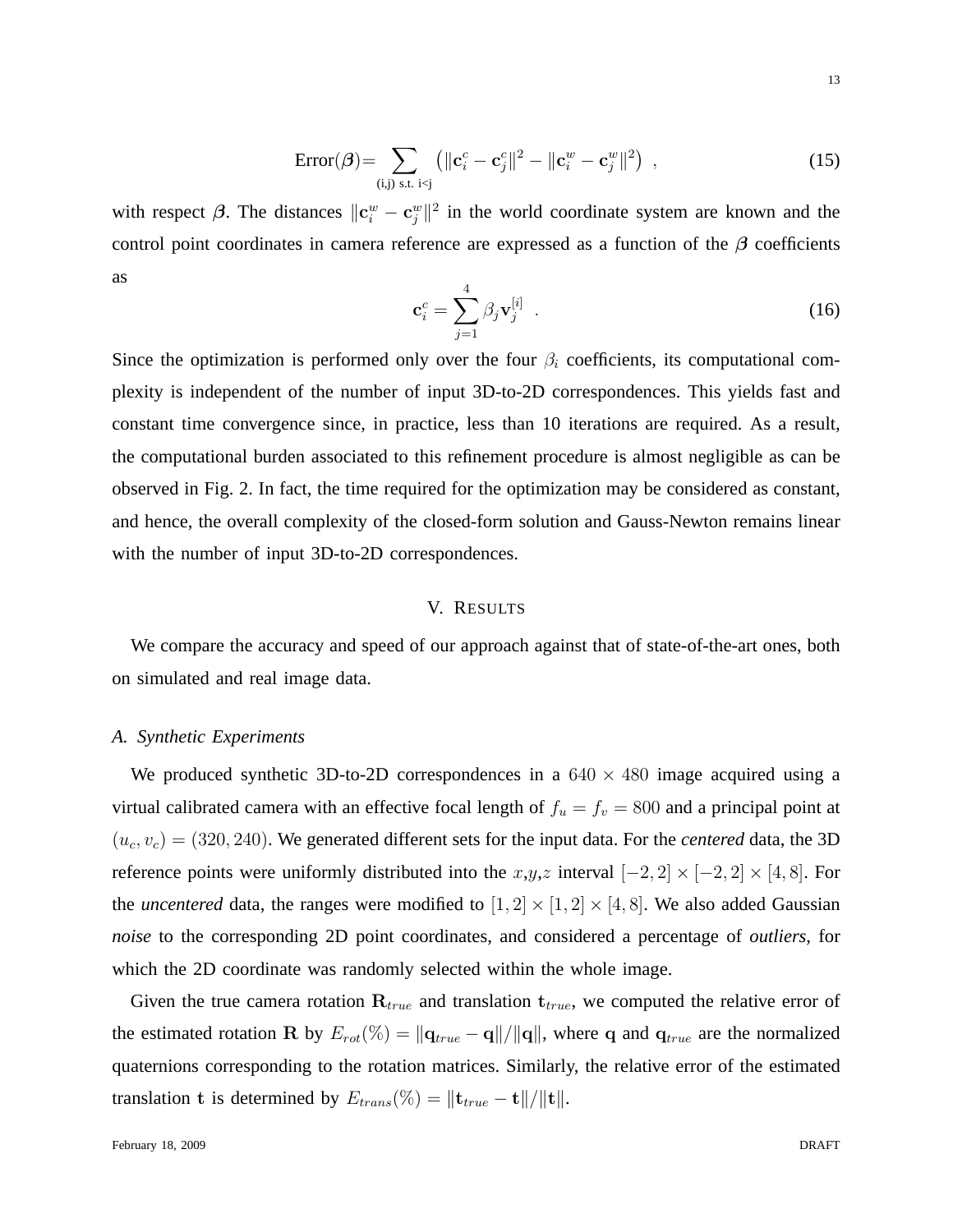$$\text{Error}(\boldsymbol{\beta}) = \sum_{\text{(i,j) s.t. i<j}} \left( \|\mathbf{c}_i^c - \mathbf{c}_j^c\|^2 - \|\mathbf{c}_i^w - \mathbf{c}_j^w\|^2 \right) \ , \tag{15}$$

with respect $\boldsymbol{\beta}$. The distances $\|\mathbf{c}_i^w - \mathbf{c}_j^w\|^2$ in the world coordinate system are known and the control point coordinates in camera reference are expressed as a function of the $\boldsymbol{\beta}$ coefficients as

$$\mathbf{c}_i^c = \sum_{j=1}^{4} \beta_j \mathbf{v}_j^{[i]} \ \ . \tag{16}$$

Since the optimization is performed only over the four $\beta_i$ coefficients, its computational complexity is independent of the number of input 3D-to-2D correspondences. This yields fast and constant time convergence since, in practice, less than 10 iterations are required. As a result, the computational burden associated to this refinement procedure is almost negligible as can be observed in Fig. 2. In fact, the time required for the optimization may be considered as constant, and hence, the overall complexity of the closed-form solution and Gauss-Newton remains linear with the number of input 3D-to-2D correspondences.

## V. Results

We compare the accuracy and speed of our approach against that of state-of-the-art ones, both on simulated and real image data.

### A. Synthetic Experiments

We produced synthetic 3D-to-2D correspondences in a $640 \times 480$ image acquired using a virtual calibrated camera with an effective focal length of $f_u = f_v = 800$ and a principal point at $(u_c, v_c) = (320, 240)$. We generated different sets for the input data. For the *centered* data, the 3D reference points were uniformly distributed into the $x$,$y$,$z$ interval $[-2, 2] \times [-2, 2] \times [4, 8]$. For the *uncentered* data, the ranges were modified to $[1, 2] \times [1, 2] \times [4, 8]$. We also added Gaussian *noise* to the corresponding 2D point coordinates, and considered a percentage of *outliers*, for which the 2D coordinate was randomly selected within the whole image.

Given the true camera rotation $\mathbf{R}_{true}$ and translation $\mathbf{t}_{true}$, we computed the relative error of the estimated rotation $\mathbf{R}$ by $E_{rot}(\%) = \|\mathbf{q}_{true} - \mathbf{q}\| / \|\mathbf{q}\|$, where $\mathbf{q}$ and $\mathbf{q}_{true}$ are the normalized quaternions corresponding to the rotation matrices. Similarly, the relative error of the estimated translation $\mathbf{t}$ is determined by $E_{trans}(\%) = \|\mathbf{t}_{true} - \mathbf{t}\| / \|\mathbf{t}\|$.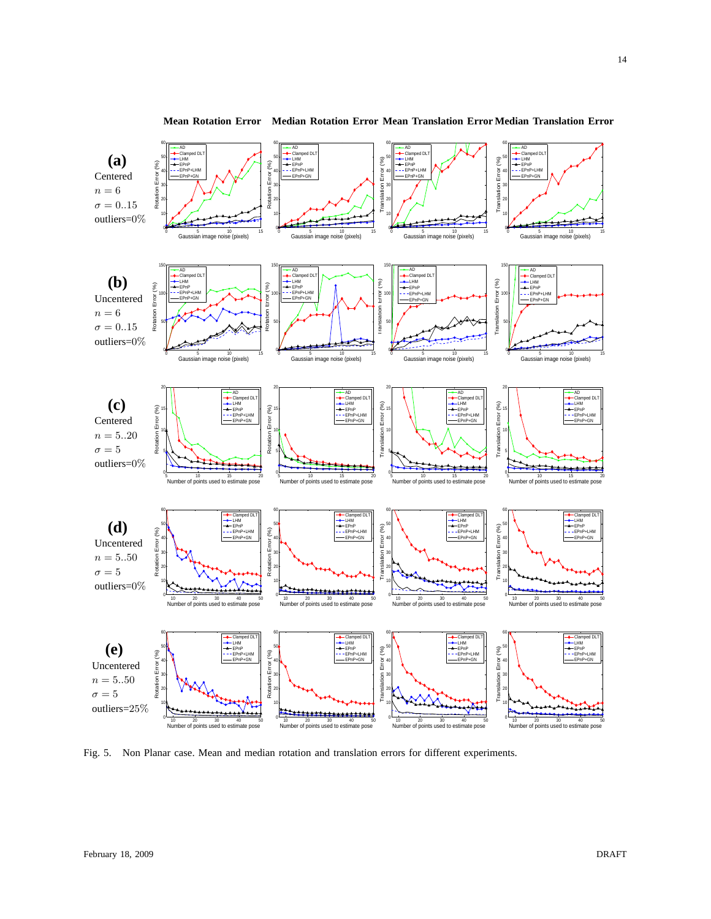Mean Rotation Error

Median Rotation Error

Mean Translation Error

Median Translation Error

**(a)**
Centered
$n = 6$
$\sigma = 0..15$
outliers=0%

**(b)**
Uncentered
$n = 6$
$\sigma = 0..15$
outliers=0%

**(c)**
Centered
$n = 5..20$
$\sigma = 5$
outliers=0%

**(d)**
Uncentered
$n = 5..50$
$\sigma = 5$
outliers=0%

**(e)**
Uncentered
$n = 5..50$
$\sigma = 5$
outliers=25%

AD
Clamped DLT
LHM
EPnP
EPnP+LHM
EPnP+GN

Rotation Error (%)

Translation Error (%)

Gaussian image noise (pixels)

Number of points used to estimate pose

Fig. 5. Non Planar case. Mean and median rotation and translation errors for different experiments.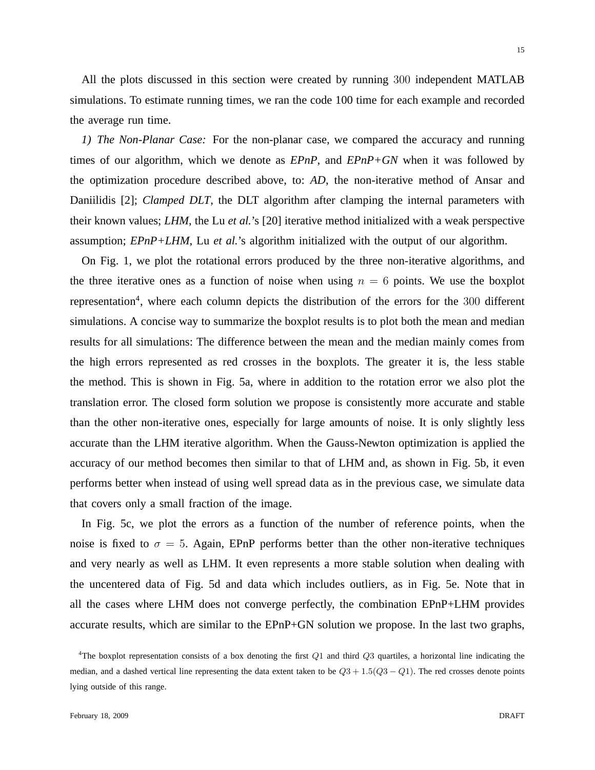All the plots discussed in this section were created by running $300$ independent MATLAB simulations. To estimate running times, we ran the code 100 time for each example and recorded the average run time.

*1) The Non-Planar Case:* For the non-planar case, we compared the accuracy and running times of our algorithm, which we denote as *EPnP*, and *EPnP+GN* when it was followed by the optimization procedure described above, to: *AD*, the non-iterative method of Ansar and Daniilidis [2]; *Clamped DLT*, the DLT algorithm after clamping the internal parameters with their known values; *LHM*, the Lu *et al.*'s [20] iterative method initialized with a weak perspective assumption; *EPnP+LHM*, Lu *et al.*'s algorithm initialized with the output of our algorithm.

On Fig. 1, we plot the rotational errors produced by the three non-iterative algorithms, and the three iterative ones as a function of noise when using $n = 6$ points. We use the boxplot representation[4], where each column depicts the distribution of the errors for the $300$ different simulations. A concise way to summarize the boxplot results is to plot both the mean and median results for all simulations: The difference between the mean and the median mainly comes from the high errors represented as red crosses in the boxplots. The greater it is, the less stable the method. This is shown in Fig. 5a, where in addition to the rotation error we also plot the translation error. The closed form solution we propose is consistently more accurate and stable than the other non-iterative ones, especially for large amounts of noise. It is only slightly less accurate than the LHM iterative algorithm. When the Gauss-Newton optimization is applied the accuracy of our method becomes then similar to that of LHM and, as shown in Fig. 5b, it even performs better when instead of using well spread data as in the previous case, we simulate data that covers only a small fraction of the image.

In Fig. 5c, we plot the errors as a function of the number of reference points, when the noise is fixed to $\sigma = 5$. Again, EPnP performs better than the other non-iterative techniques and very nearly as well as LHM. It even represents a more stable solution when dealing with the uncentered data of Fig. 5d and data which includes outliers, as in Fig. 5e. Note that in all the cases where LHM does not converge perfectly, the combination EPnP+LHM provides accurate results, which are similar to the EPnP+GN solution we propose. In the last two graphs,

[4]The boxplot representation consists of a box denoting the first $Q1$ and third $Q3$ quartiles, a horizontal line indicating the median, and a dashed vertical line representing the data extent taken to be $Q3 + 1.5(Q3 - Q1)$. The red crosses denote points lying outside of this range.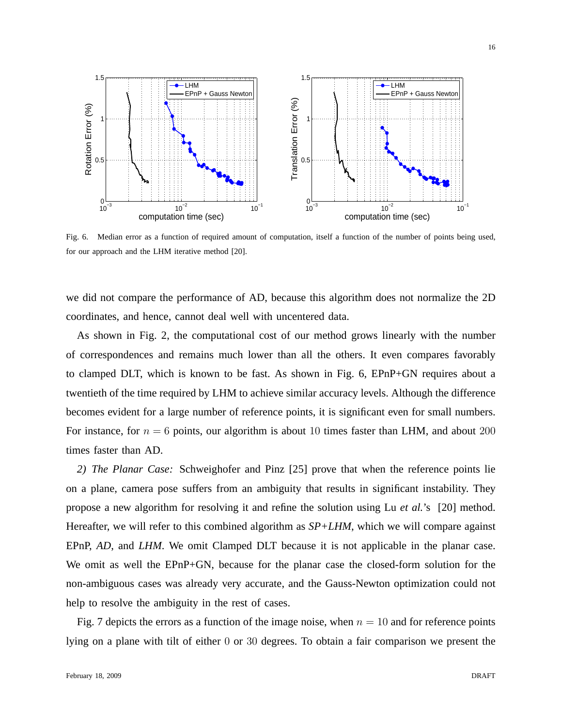1.5

1

0.5

0

Rotation Error (%)

LHM

EPnP + Gauss Newton

$10^{-3}$

$10^{-2}$

$10^{-1}$

computation time (sec)

1.5

1

0.5

0

Translation Error (%)

LHM

EPnP + Gauss Newton

$10^{-3}$

$10^{-2}$

$10^{-1}$

computation time (sec)

Fig. 6. Median error as a function of required amount of computation, itself a function of the number of points being used, for our approach and the LHM iterative method [20].

we did not compare the performance of AD, because this algorithm does not normalize the 2D coordinates, and hence, cannot deal well with uncentered data.

As shown in Fig. 2, the computational cost of our method grows linearly with the number of correspondences and remains much lower than all the others. It even compares favorably to clamped DLT, which is known to be fast. As shown in Fig. 6, EPnP+GN requires about a twentieth of the time required by LHM to achieve similar accuracy levels. Although the difference becomes evident for a large number of reference points, it is significant even for small numbers. For instance, for $n = 6$ points, our algorithm is about $10$ times faster than LHM, and about $200$ times faster than AD.

*2) The Planar Case:* Schweighofer and Pinz [25] prove that when the reference points lie on a plane, camera pose suffers from an ambiguity that results in significant instability. They propose a new algorithm for resolving it and refine the solution using Lu *et al.*'s [20] method. Hereafter, we will refer to this combined algorithm as *SP+LHM*, which we will compare against EPnP, *AD*, and *LHM*. We omit Clamped DLT because it is not applicable in the planar case. We omit as well the EPnP+GN, because for the planar case the closed-form solution for the non-ambiguous cases was already very accurate, and the Gauss-Newton optimization could not help to resolve the ambiguity in the rest of cases.

Fig. 7 depicts the errors as a function of the image noise, when $n = 10$ and for reference points lying on a plane with tilt of either $0$ or $30$ degrees. To obtain a fair comparison we present the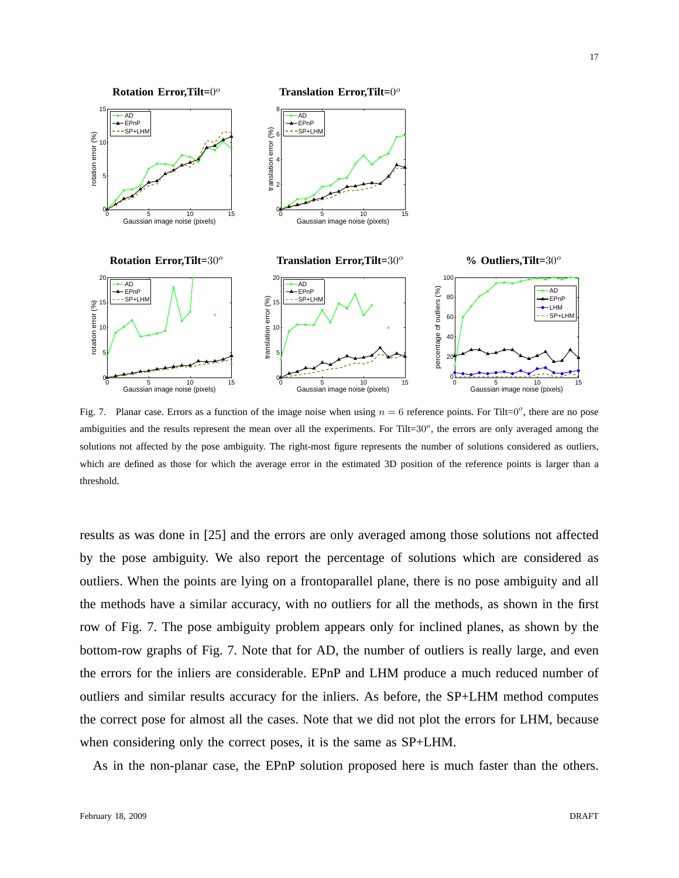Rotation Error,Tilt=$0^o$

rotation error (%)

Gaussian image noise (pixels)

AD
EPnP
SP+LHM

Translation Error,Tilt=$0^o$

translation error (%)

Gaussian image noise (pixels)

AD
EPnP
SP+LHM

Rotation Error,Tilt=$30^o$

rotation error (%)

Gaussian image noise (pixels)

AD
EPnP
SP+LHM

Translation Error,Tilt=$30^o$

translation error (%)

Gaussian image noise (pixels)

AD
EPnP
SP+LHM

% Outliers,Tilt=$30^o$

percentage of outliers (%)

Gaussian image noise (pixels)

AD
EPnP
LHM
SP+LHM

Fig. 7. Planar case. Errors as a function of the image noise when using $n = 6$ reference points. For Tilt=$0^o$, there are no pose ambiguities and the results represent the mean over all the experiments. For Tilt=$30^o$, the errors are only averaged among the solutions not affected by the pose ambiguity. The right-most figure represents the number of solutions considered as outliers, which are defined as those for which the average error in the estimated 3D position of the reference points is larger than a threshold.

results as was done in [25] and the errors are only averaged among those solutions not affected by the pose ambiguity. We also report the percentage of solutions which are considered as outliers. When the points are lying on a frontoparallel plane, there is no pose ambiguity and all the methods have a similar accuracy, with no outliers for all the methods, as shown in the first row of Fig. 7. The pose ambiguity problem appears only for inclined planes, as shown by the bottom-row graphs of Fig. 7. Note that for AD, the number of outliers is really large, and even the errors for the inliers are considerable. EPnP and LHM produce a much reduced number of outliers and similar results accuracy for the inliers. As before, the SP+LHM method computes the correct pose for almost all the cases. Note that we did not plot the errors for LHM, because when considering only the correct poses, it is the same as SP+LHM.

As in the non-planar case, the EPnP solution proposed here is much faster than the others.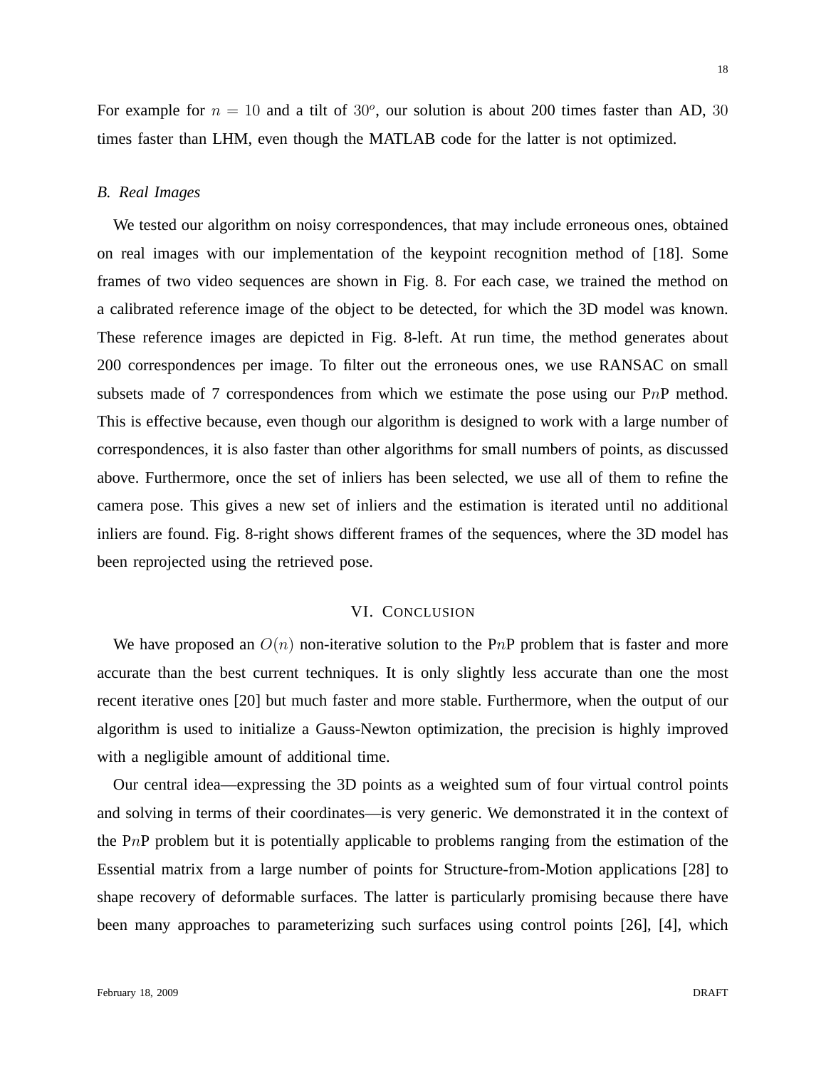For example for $n = 10$ and a tilt of $30^o$, our solution is about 200 times faster than AD, $30$ times faster than LHM, even though the MATLAB code for the latter is not optimized.

### *B. Real Images*

We tested our algorithm on noisy correspondences, that may include erroneous ones, obtained on real images with our implementation of the keypoint recognition method of [18]. Some frames of two video sequences are shown in Fig. 8. For each case, we trained the method on a calibrated reference image of the object to be detected, for which the 3D model was known. These reference images are depicted in Fig. 8-left. At run time, the method generates about 200 correspondences per image. To filter out the erroneous ones, we use RANSAC on small subsets made of 7 correspondences from which we estimate the pose using our P$n$P method. This is effective because, even though our algorithm is designed to work with a large number of correspondences, it is also faster than other algorithms for small numbers of points, as discussed above. Furthermore, once the set of inliers has been selected, we use all of them to refine the camera pose. This gives a new set of inliers and the estimation is iterated until no additional inliers are found. Fig. 8-right shows different frames of the sequences, where the 3D model has been reprojected using the retrieved pose.

## VI. CONCLUSION

We have proposed an $O(n)$ non-iterative solution to the P$n$P problem that is faster and more accurate than the best current techniques. It is only slightly less accurate than one the most recent iterative ones [20] but much faster and more stable. Furthermore, when the output of our algorithm is used to initialize a Gauss-Newton optimization, the precision is highly improved with a negligible amount of additional time.

Our central idea—expressing the 3D points as a weighted sum of four virtual control points and solving in terms of their coordinates—is very generic. We demonstrated it in the context of the P$n$P problem but it is potentially applicable to problems ranging from the estimation of the Essential matrix from a large number of points for Structure-from-Motion applications [28] to shape recovery of deformable surfaces. The latter is particularly promising because there have been many approaches to parameterizing such surfaces using control points [26], [4], which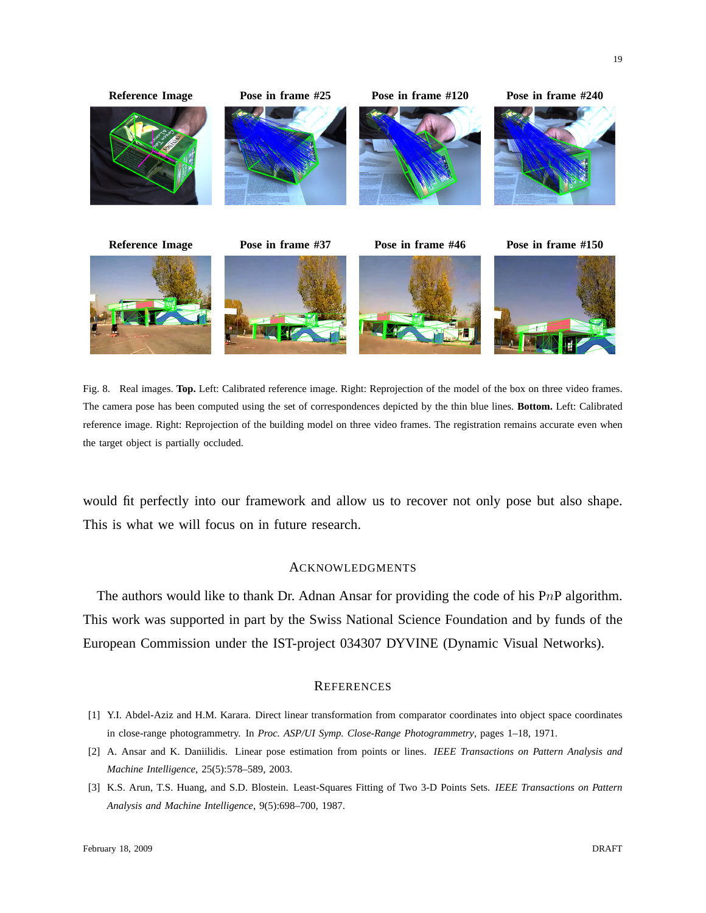Reference Image

Pose in frame #25

Pose in frame #120

Pose in frame #240

Reference Image

Pose in frame #37

Pose in frame #46

Pose in frame #150

Fig. 8. Real images. **Top.** Left: Calibrated reference image. Right: Reprojection of the model of the box on three video frames. The camera pose has been computed using the set of correspondences depicted by the thin blue lines. **Bottom.** Left: Calibrated reference image. Right: Reprojection of the building model on three video frames. The registration remains accurate even when the target object is partially occluded.

would fit perfectly into our framework and allow us to recover not only pose but also shape. This is what we will focus on in future research.

## Acknowledgments

The authors would like to thank Dr. Adnan Ansar for providing the code of his P$n$P algorithm. This work was supported in part by the Swiss National Science Foundation and by funds of the European Commission under the IST-project 034307 DYVINE (Dynamic Visual Networks).

## References

[1] Y.I. Abdel-Aziz and H.M. Karara. Direct linear transformation from comparator coordinates into object space coordinates in close-range photogrammetry. In *Proc. ASP/UI Symp. Close-Range Photogrammetry*, pages 1–18, 1971.

[2] A. Ansar and K. Daniilidis. Linear pose estimation from points or lines. *IEEE Transactions on Pattern Analysis and Machine Intelligence*, 25(5):578–589, 2003.

[3] K.S. Arun, T.S. Huang, and S.D. Blostein. Least-Squares Fitting of Two 3-D Points Sets. *IEEE Transactions on Pattern Analysis and Machine Intelligence*, 9(5):698–700, 1987.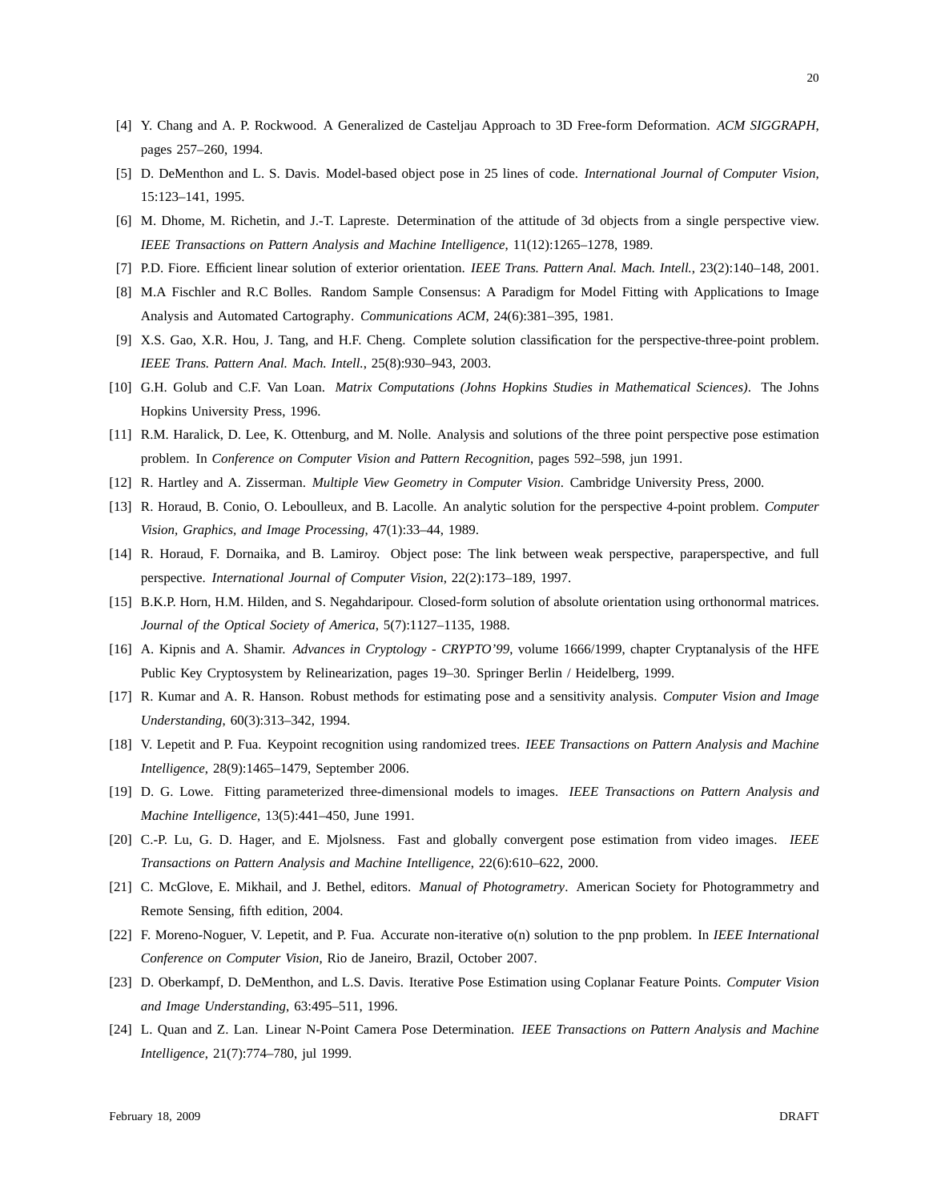[4] Y. Chang and A. P. Rockwood. A Generalized de Casteljau Approach to 3D Free-form Deformation. *ACM SIGGRAPH*, pages 257–260, 1994.

[5] D. DeMenthon and L. S. Davis. Model-based object pose in 25 lines of code. *International Journal of Computer Vision*, 15:123–141, 1995.

[6] M. Dhome, M. Richetin, and J.-T. Lapreste. Determination of the attitude of 3d objects from a single perspective view. *IEEE Transactions on Pattern Analysis and Machine Intelligence*, 11(12):1265–1278, 1989.

[7] P.D. Fiore. Efficient linear solution of exterior orientation. *IEEE Trans. Pattern Anal. Mach. Intell.*, 23(2):140–148, 2001.

[8] M.A Fischler and R.C Bolles. Random Sample Consensus: A Paradigm for Model Fitting with Applications to Image Analysis and Automated Cartography. *Communications ACM*, 24(6):381–395, 1981.

[9] X.S. Gao, X.R. Hou, J. Tang, and H.F. Cheng. Complete solution classification for the perspective-three-point problem. *IEEE Trans. Pattern Anal. Mach. Intell.*, 25(8):930–943, 2003.

[10] G.H. Golub and C.F. Van Loan. *Matrix Computations (Johns Hopkins Studies in Mathematical Sciences)*. The Johns Hopkins University Press, 1996.

[11] R.M. Haralick, D. Lee, K. Ottenburg, and M. Nolle. Analysis and solutions of the three point perspective pose estimation problem. In *Conference on Computer Vision and Pattern Recognition*, pages 592–598, jun 1991.

[12] R. Hartley and A. Zisserman. *Multiple View Geometry in Computer Vision*. Cambridge University Press, 2000.

[13] R. Horaud, B. Conio, O. Leboulleux, and B. Lacolle. An analytic solution for the perspective 4-point problem. *Computer Vision, Graphics, and Image Processing*, 47(1):33–44, 1989.

[14] R. Horaud, F. Dornaika, and B. Lamiroy. Object pose: The link between weak perspective, paraperspective, and full perspective. *International Journal of Computer Vision*, 22(2):173–189, 1997.

[15] B.K.P. Horn, H.M. Hilden, and S. Negahdaripour. Closed-form solution of absolute orientation using orthonormal matrices. *Journal of the Optical Society of America*, 5(7):1127–1135, 1988.

[16] A. Kipnis and A. Shamir. *Advances in Cryptology - CRYPTO'99*, volume 1666/1999, chapter Cryptanalysis of the HFE Public Key Cryptosystem by Relinearization, pages 19–30. Springer Berlin / Heidelberg, 1999.

[17] R. Kumar and A. R. Hanson. Robust methods for estimating pose and a sensitivity analysis. *Computer Vision and Image Understanding*, 60(3):313–342, 1994.

[18] V. Lepetit and P. Fua. Keypoint recognition using randomized trees. *IEEE Transactions on Pattern Analysis and Machine Intelligence*, 28(9):1465–1479, September 2006.

[19] D. G. Lowe. Fitting parameterized three-dimensional models to images. *IEEE Transactions on Pattern Analysis and Machine Intelligence*, 13(5):441–450, June 1991.

[20] C.-P. Lu, G. D. Hager, and E. Mjolsness. Fast and globally convergent pose estimation from video images. *IEEE Transactions on Pattern Analysis and Machine Intelligence*, 22(6):610–622, 2000.

[21] C. McGlove, E. Mikhail, and J. Bethel, editors. *Manual of Photogrametry*. American Society for Photogrammetry and Remote Sensing, fifth edition, 2004.

[22] F. Moreno-Noguer, V. Lepetit, and P. Fua. Accurate non-iterative o(n) solution to the pnp problem. In *IEEE International Conference on Computer Vision*, Rio de Janeiro, Brazil, October 2007.

[23] D. Oberkampf, D. DeMenthon, and L.S. Davis. Iterative Pose Estimation using Coplanar Feature Points. *Computer Vision and Image Understanding*, 63:495–511, 1996.

[24] L. Quan and Z. Lan. Linear N-Point Camera Pose Determination. *IEEE Transactions on Pattern Analysis and Machine Intelligence*, 21(7):774–780, jul 1999.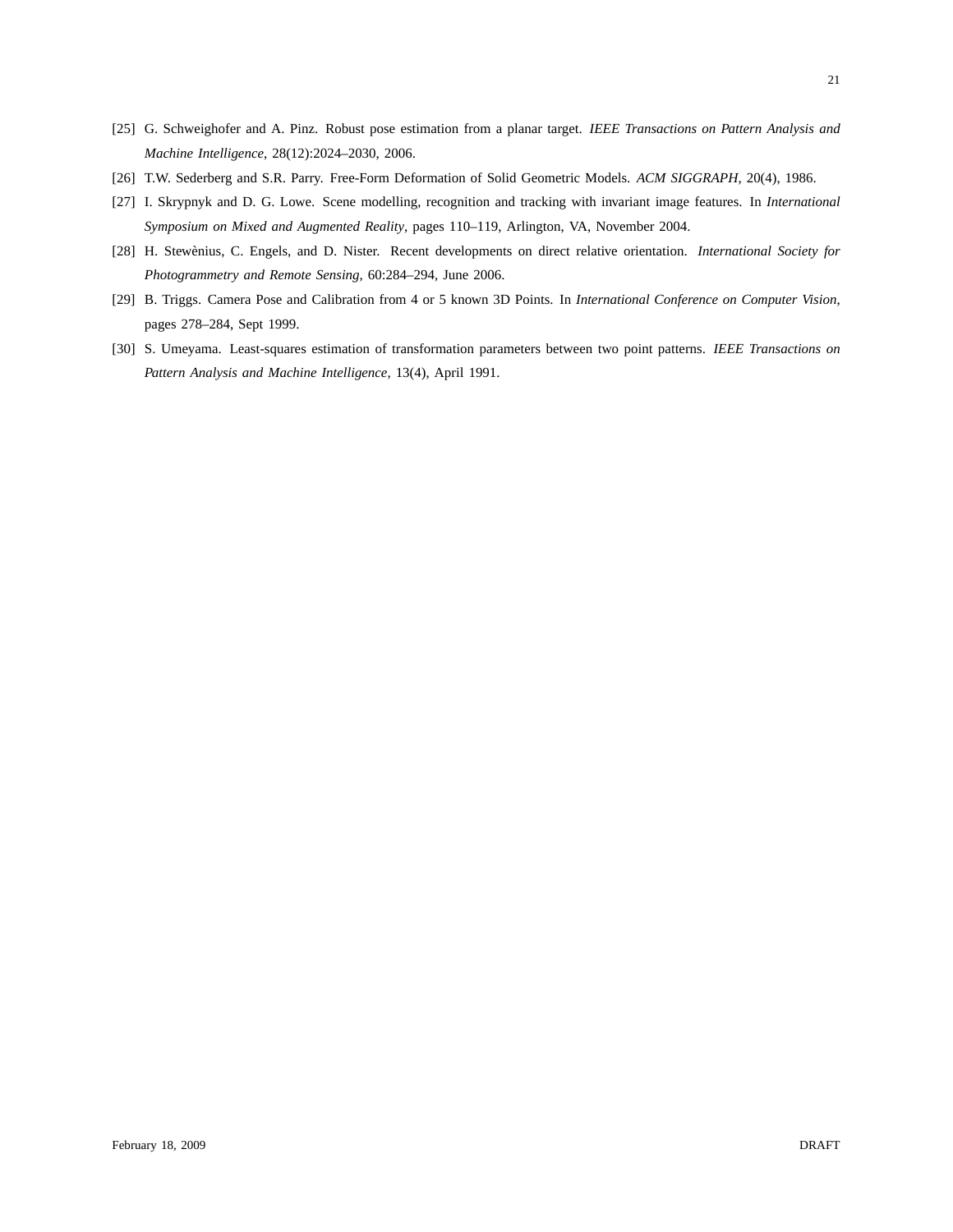[25] G. Schweighofer and A. Pinz. Robust pose estimation from a planar target. *IEEE Transactions on Pattern Analysis and Machine Intelligence*, 28(12):2024–2030, 2006.

[26] T.W. Sederberg and S.R. Parry. Free-Form Deformation of Solid Geometric Models. *ACM SIGGRAPH*, 20(4), 1986.

[27] I. Skrypnyk and D. G. Lowe. Scene modelling, recognition and tracking with invariant image features. In *International Symposium on Mixed and Augmented Reality*, pages 110–119, Arlington, VA, November 2004.

[28] H. Stewènius, C. Engels, and D. Nister. Recent developments on direct relative orientation. *International Society for Photogrammetry and Remote Sensing*, 60:284–294, June 2006.

[29] B. Triggs. Camera Pose and Calibration from 4 or 5 known 3D Points. In *International Conference on Computer Vision*, pages 278–284, Sept 1999.

[30] S. Umeyama. Least-squares estimation of transformation parameters between two point patterns. *IEEE Transactions on Pattern Analysis and Machine Intelligence*, 13(4), April 1991.